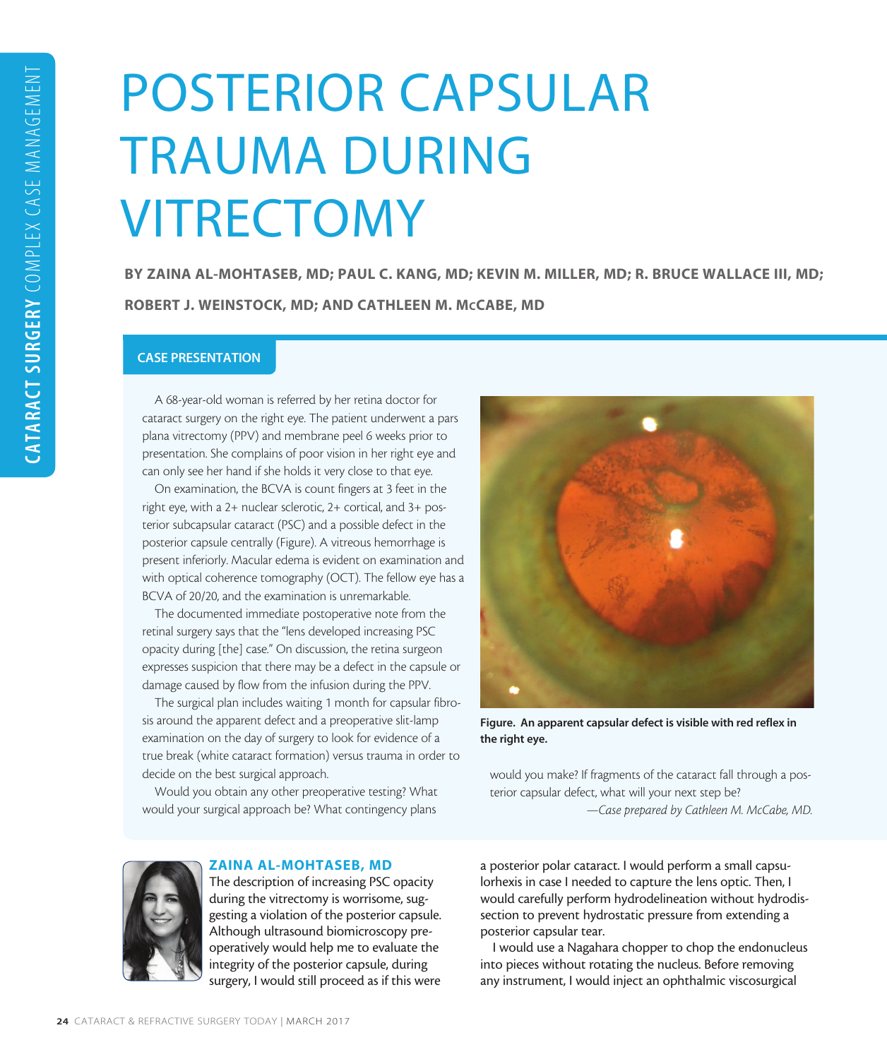# POSTERIOR CAPSULAR TRAUMA DURING VITRECTOMY

**BY ZAINA AL-MOHTASEB, MD; PAUL C. KANG, MD; KEVIN M. MILLER, MD; R. BRUCE WALLACE III, MD; ROBERT J. WEINSTOCK, MD; AND CATHLEEN M. MCCABE, MD**

## CASE PRESENTATION

A 68-year-old woman is referred by her retina doctor for cataract surgery on the right eye. The patient underwent a pars plana vitrectomy (PPV) and membrane peel 6 weeks prior to presentation. She complains of poor vision in her right eye and can only see her hand if she holds it very close to that eye.

On examination, the BCVA is count fingers at 3 feet in the right eye, with a 2+ nuclear sclerotic, 2+ cortical, and 3+ posterior subcapsular cataract (PSC) and a possible defect in the posterior capsule centrally (Figure). A vitreous hemorrhage is present inferiorly. Macular edema is evident on examination and with optical coherence tomography (OCT). The fellow eye has a BCVA of 20/20, and the examination is unremarkable.

The documented immediate postoperative note from the retinal surgery says that the "lens developed increasing PSC opacity during [the] case." On discussion, the retina surgeon expresses suspicion that there may be a defect in the capsule or damage caused by flow from the infusion during the PPV.

The surgical plan includes waiting 1 month for capsular fibrosis around the apparent defect and a preoperative slit-lamp examination on the day of surgery to look for evidence of a true break (white cataract formation) versus trauma in order to decide on the best surgical approach.

Would you obtain any other preoperative testing? What would your surgical approach be? What contingency plans would you make? If fragments of the cataract fall through a posterior capsular defect, what will your next step be?

*—Case prepared by Cathleen M. McCabe, MD.*

**Figure. An apparent capsular defect is visible with red reflex in the right eye.**

### ZAINA AL-MOHTASEB, MD

The description of increasing PSC opacity during the vitrectomy is worrisome, suggesting a violation of the posterior capsule. Although ultrasound biomicroscopy preoperatively would help me to evaluate the integrity of the posterior capsule, during surgery, I would still proceed as if this were a posterior polar cataract. I would perform a small capsulorhexis in case I needed to capture the lens optic. Then, I would carefully perform hydrodelineation without hydrodissection to prevent hydrostatic pressure from extending a posterior capsular tear.

I would use a Nagahara chopper to chop the endonucleus into pieces without rotating the nucleus. Before removing any instrument, I would inject an ophthalmic viscosurgical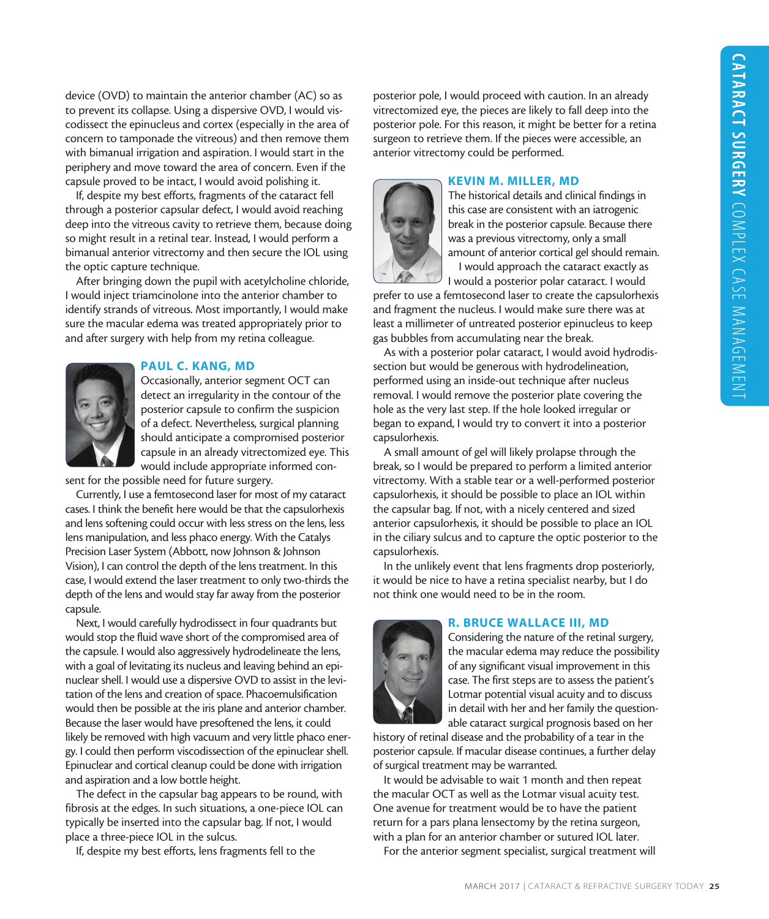device (OVD) to maintain the anterior chamber (AC) so as to prevent its collapse. Using a dispersive OVD, I would viscodissect the epinucleus and cortex (especially in the area of concern to tamponade the vitreous) and then remove them with bimanual irrigation and aspiration. I would start in the periphery and move toward the area of concern. Even if the capsule proved to be intact, I would avoid polishing it.

If, despite my best efforts, fragments of the cataract fell through a posterior capsular defect, I would avoid reaching deep into the vitreous cavity to retrieve them, because doing so might result in a retinal tear. Instead, I would perform a bimanual anterior vitrectomy and then secure the IOL using the optic capture technique.

After bringing down the pupil with acetylcholine chloride, I would inject triamcinolone into the anterior chamber to identify strands of vitreous. Most importantly, I would make sure the macular edema was treated appropriately prior to and after surgery with help from my retina colleague.

## PAUL C. KANG, MD

Occasionally, anterior segment OCT can detect an irregularity in the contour of the posterior capsule to confirm the suspicion of a defect. Nevertheless, surgical planning should anticipate a compromised posterior capsule in an already vitrectomized eye. This would include appropriate informed consent for the possible need for future surgery.

Currently, I use a femtosecond laser for most of my cataract cases. I think the benefit here would be that the capsulorhexis and lens softening could occur with less stress on the lens, less lens manipulation, and less phaco energy. With the Catalys Precision Laser System (Abbott, now Johnson & Johnson Vision), I can control the depth of the lens treatment. In this case, I would extend the laser treatment to only two-thirds the depth of the lens and would stay far away from the posterior capsule.

Next, I would carefully hydrodissect in four quadrants but would stop the fluid wave short of the compromised area of the capsule. I would also aggressively hydrodelineate the lens, with a goal of levitating its nucleus and leaving behind an epinuclear shell. I would use a dispersive OVD to assist in the levitation of the lens and creation of space. Phacoemulsification would then be possible at the iris plane and anterior chamber. Because the laser would have presoftened the lens, it could likely be removed with high vacuum and very little phaco energy. I could then perform viscodissection of the epinuclear shell. Epinuclear and cortical cleanup could be done with irrigation and aspiration and a low bottle height.

The defect in the capsular bag appears to be round, with fibrosis at the edges. In such situations, a one-piece IOL can typically be inserted into the capsular bag. If not, I would place a three-piece IOL in the sulcus.

If, despite my best efforts, lens fragments fell to the posterior pole, I would proceed with caution. In an already vitrectomized eye, the pieces are likely to fall deep into the posterior pole. For this reason, it might be better for a retina surgeon to retrieve them. If the pieces were accessible, an anterior vitrectomy could be performed.

## KEVIN M. MILLER, MD

The historical details and clinical findings in this case are consistent with an iatrogenic break in the posterior capsule. Because there was a previous vitrectomy, only a small amount of anterior cortical gel should remain.

I would approach the cataract exactly as I would a posterior polar cataract. I would prefer to use a femtosecond laser to create the capsulorhexis and fragment the nucleus. I would make sure there was at least a millimeter of untreated posterior epinucleus to keep gas bubbles from accumulating near the break.

As with a posterior polar cataract, I would avoid hydrodissection but would be generous with hydrodelineation, performed using an inside-out technique after nucleus removal. I would remove the posterior plate covering the hole as the very last step. If the hole looked irregular or began to expand, I would try to convert it into a posterior capsulorhexis.

A small amount of gel will likely prolapse through the break, so I would be prepared to perform a limited anterior vitrectomy. With a stable tear or a well-performed posterior capsulorhexis, it should be possible to place an IOL within the capsular bag. If not, with a nicely centered and sized anterior capsulorhexis, it should be possible to place an IOL in the ciliary sulcus and to capture the optic posterior to the capsulorhexis.

In the unlikely event that lens fragments drop posteriorly, it would be nice to have a retina specialist nearby, but I do not think one would need to be in the room.

## R. BRUCE WALLACE III, MD

Considering the nature of the retinal surgery, the macular edema may reduce the possibility of any significant visual improvement in this case. The first steps are to assess the patient's Lotmar potential visual acuity and to discuss in detail with her and her family the questionable cataract surgical prognosis based on her history of retinal disease and the probability of a tear in the posterior capsule. If macular disease continues, a further delay of surgical treatment may be warranted.

It would be advisable to wait 1 month and then repeat the macular OCT as well as the Lotmar visual acuity test. One avenue for treatment would be to have the patient return for a pars plana lensectomy by the retina surgeon, with a plan for an anterior chamber or sutured IOL later.

For the anterior segment specialist, surgical treatment will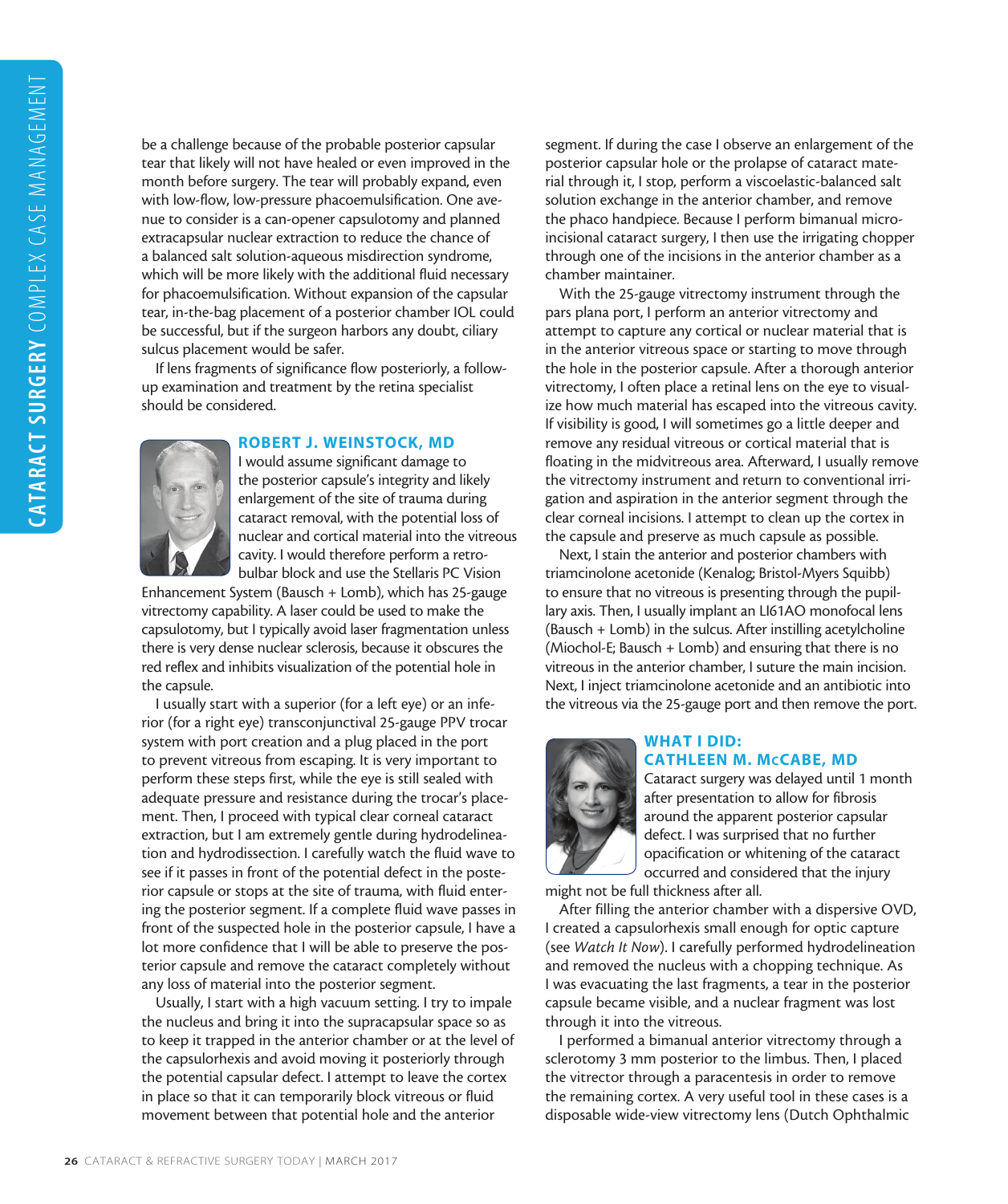be a challenge because of the probable posterior capsular tear that likely will not have healed or even improved in the month before surgery. The tear will probably expand, even with low-flow, low-pressure phacoemulsification. One avenue to consider is a can-opener capsulotomy and planned extracapsular nuclear extraction to reduce the chance of a balanced salt solution-aqueous misdirection syndrome, which will be more likely with the additional fluid necessary for phacoemulsification. Without expansion of the capsular tear, in-the-bag placement of a posterior chamber IOL could be successful, but if the surgeon harbors any doubt, ciliary sulcus placement would be safer.

If lens fragments of significance flow posteriorly, a follow-up examination and treatment by the retina specialist should be considered.

### ROBERT J. WEINSTOCK, MD

I would assume significant damage to the posterior capsule's integrity and likely enlargement of the site of trauma during cataract removal, with the potential loss of nuclear and cortical material into the vitreous cavity. I would therefore perform a retrobulbar block and use the Stellaris PC Vision Enhancement System (Bausch + Lomb), which has 25-gauge vitrectomy capability. A laser could be used to make the capsulotomy, but I typically avoid laser fragmentation unless there is very dense nuclear sclerosis, because it obscures the red reflex and inhibits visualization of the potential hole in the capsule.

I usually start with a superior (for a left eye) or an inferior (for a right eye) transconjunctival 25-gauge PPV trocar system with port creation and a plug placed in the port to prevent vitreous from escaping. It is very important to perform these steps first, while the eye is still sealed with adequate pressure and resistance during the trocar's placement. Then, I proceed with typical clear corneal cataract extraction, but I am extremely gentle during hydrodelineation and hydrodissection. I carefully watch the fluid wave to see if it passes in front of the potential defect in the posterior capsule or stops at the site of trauma, with fluid entering the posterior segment. If a complete fluid wave passes in front of the suspected hole in the posterior capsule, I have a lot more confidence that I will be able to preserve the posterior capsule and remove the cataract completely without any loss of material into the posterior segment.

Usually, I start with a high vacuum setting. I try to impale the nucleus and bring it into the supracapsular space so as to keep it trapped in the anterior chamber or at the level of the capsulorhexis and avoid moving it posteriorly through the potential capsular defect. I attempt to leave the cortex in place so that it can temporarily block vitreous or fluid movement between that potential hole and the anterior segment. If during the case I observe an enlargement of the posterior capsular hole or the prolapse of cataract material through it, I stop, perform a viscoelastic-balanced salt solution exchange in the anterior chamber, and remove the phaco handpiece. Because I perform bimanual microincisional cataract surgery, I then use the irrigating chopper through one of the incisions in the anterior chamber as a chamber maintainer.

With the 25-gauge vitrectomy instrument through the pars plana port, I perform an anterior vitrectomy and attempt to capture any cortical or nuclear material that is in the anterior vitreous space or starting to move through the hole in the posterior capsule. After a thorough anterior vitrectomy, I often place a retinal lens on the eye to visualize how much material has escaped into the vitreous cavity. If visibility is good, I will sometimes go a little deeper and remove any residual vitreous or cortical material that is floating in the midvitreous area. Afterward, I usually remove the vitrectomy instrument and return to conventional irrigation and aspiration in the anterior segment through the clear corneal incisions. I attempt to clean up the cortex in the capsule and preserve as much capsule as possible.

Next, I stain the anterior and posterior chambers with triamcinolone acetonide (Kenalog; Bristol-Myers Squibb) to ensure that no vitreous is presenting through the pupillary axis. Then, I usually implant an LI61AO monofocal lens (Bausch + Lomb) in the sulcus. After instilling acetylcholine (Miochol-E; Bausch + Lomb) and ensuring that there is no vitreous in the anterior chamber, I suture the main incision. Next, I inject triamcinolone acetonide and an antibiotic into the vitreous via the 25-gauge port and then remove the port.

### WHAT I DID: CATHLEEN M. McCABE, MD

Cataract surgery was delayed until 1 month after presentation to allow for fibrosis around the apparent posterior capsular defect. I was surprised that no further opacification or whitening of the cataract occurred and considered that the injury might not be full thickness after all.

After filling the anterior chamber with a dispersive OVD, I created a capsulorhexis small enough for optic capture (see *Watch It Now*). I carefully performed hydrodelineation and removed the nucleus with a chopping technique. As I was evacuating the last fragments, a tear in the posterior capsule became visible, and a nuclear fragment was lost through it into the vitreous.

I performed a bimanual anterior vitrectomy through a sclerotomy 3 mm posterior to the limbus. Then, I placed the vitrector through a paracentesis in order to remove the remaining cortex. A very useful tool in these cases is a disposable wide-view vitrectomy lens (Dutch Ophthalmic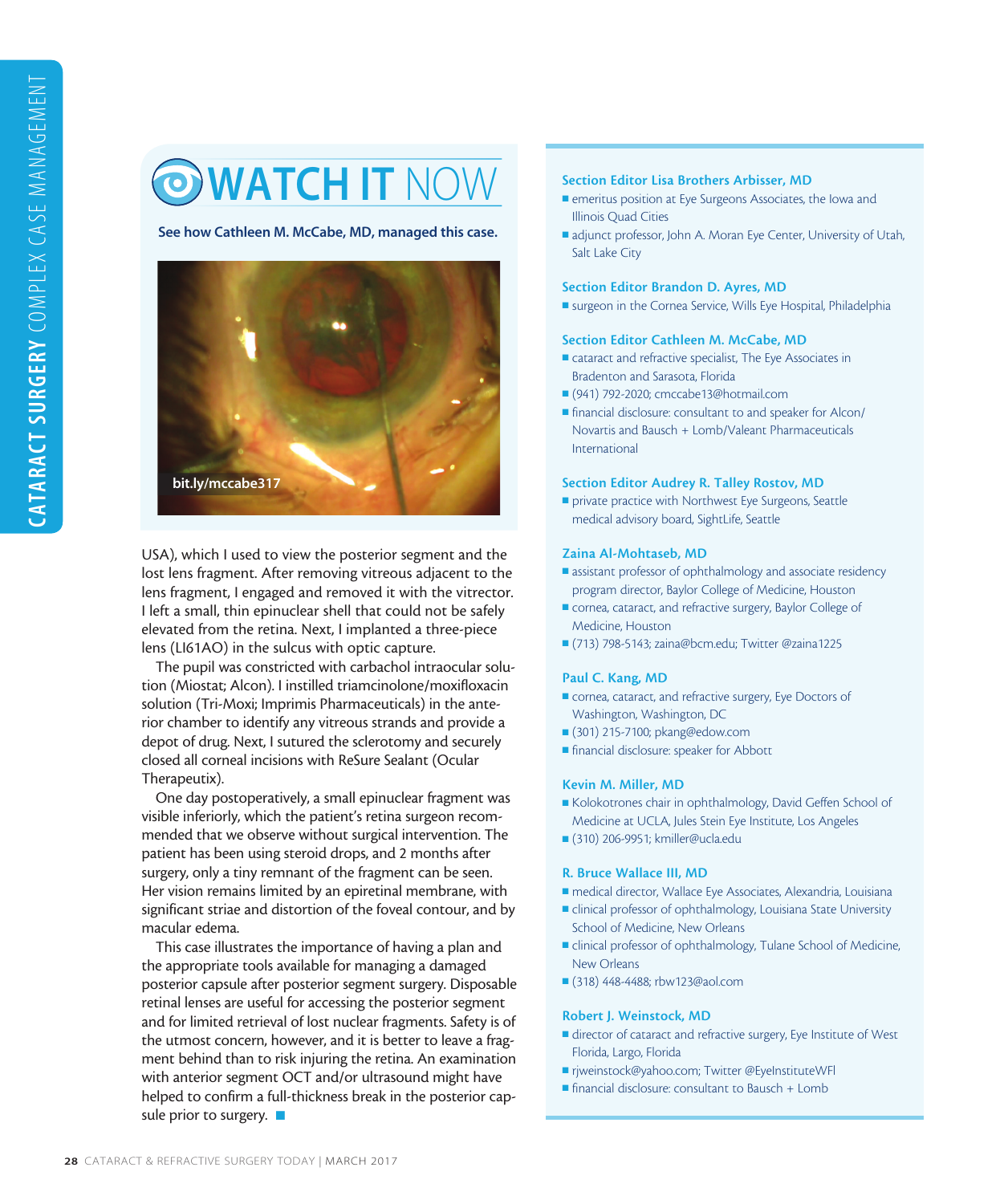## WATCH IT NOW

**See how Cathleen M. McCabe, MD, managed this case.**

bit.ly/mccabe317

USA), which I used to view the posterior segment and the lost lens fragment. After removing vitreous adjacent to the lens fragment, I engaged and removed it with the vitrector. I left a small, thin epinuclear shell that could not be safely elevated from the retina. Next, I implanted a three-piece lens (LI61AO) in the sulcus with optic capture.

The pupil was constricted with carbachol intraocular solution (Miostat; Alcon). I instilled triamcinolone/moxifloxacin solution (Tri-Moxi; Imprimis Pharmaceuticals) in the anterior chamber to identify any vitreous strands and provide a depot of drug. Next, I sutured the sclerotomy and securely closed all corneal incisions with ReSure Sealant (Ocular Therapeutix).

One day postoperatively, a small epinuclear fragment was visible inferiorly, which the patient's retina surgeon recommended that we observe without surgical intervention. The patient has been using steroid drops, and 2 months after surgery, only a tiny remnant of the fragment can be seen. Her vision remains limited by an epiretinal membrane, with significant striae and distortion of the foveal contour, and by macular edema.

This case illustrates the importance of having a plan and the appropriate tools available for managing a damaged posterior capsule after posterior segment surgery. Disposable retinal lenses are useful for accessing the posterior segment and for limited retrieval of lost nuclear fragments. Safety is of the utmost concern, however, and it is better to leave a fragment behind than to risk injuring the retina. An examination with anterior segment OCT and/or ultrasound might have helped to confirm a full-thickness break in the posterior capsule prior to surgery. ■

---

**Section Editor Lisa Brothers Arbisser, MD**
- emeritus position at Eye Surgeons Associates, the Iowa and Illinois Quad Cities
- adjunct professor, John A. Moran Eye Center, University of Utah, Salt Lake City

**Section Editor Brandon D. Ayres, MD**
- surgeon in the Cornea Service, Wills Eye Hospital, Philadelphia

**Section Editor Cathleen M. McCabe, MD**
- cataract and refractive specialist, The Eye Associates in Bradenton and Sarasota, Florida
- (941) 792-2020; cmccabe13@hotmail.com
- financial disclosure: consultant to and speaker for Alcon/Novartis and Bausch + Lomb/Valeant Pharmaceuticals International

**Section Editor Audrey R. Talley Rostov, MD**
- private practice with Northwest Eye Surgeons, Seattle medical advisory board, SightLife, Seattle

**Zaina Al-Mohtaseb, MD**
- assistant professor of ophthalmology and associate residency program director, Baylor College of Medicine, Houston
- cornea, cataract, and refractive surgery, Baylor College of Medicine, Houston
- (713) 798-5143; zaina@bcm.edu; Twitter @zaina1225

**Paul C. Kang, MD**
- cornea, cataract, and refractive surgery, Eye Doctors of Washington, Washington, DC
- (301) 215-7100; pkang@edow.com
- financial disclosure: speaker for Abbott

**Kevin M. Miller, MD**
- Kolokotrones chair in ophthalmology, David Geffen School of Medicine at UCLA, Jules Stein Eye Institute, Los Angeles
- (310) 206-9951; kmiller@ucla.edu

**R. Bruce Wallace III, MD**
- medical director, Wallace Eye Associates, Alexandria, Louisiana
- clinical professor of ophthalmology, Louisiana State University School of Medicine, New Orleans
- clinical professor of ophthalmology, Tulane School of Medicine, New Orleans
- (318) 448-4488; rbw123@aol.com

**Robert J. Weinstock, MD**
- director of cataract and refractive surgery, Eye Institute of West Florida, Largo, Florida
- rjweinstock@yahoo.com; Twitter @EyeInstituteWFl
- financial disclosure: consultant to Bausch + Lomb